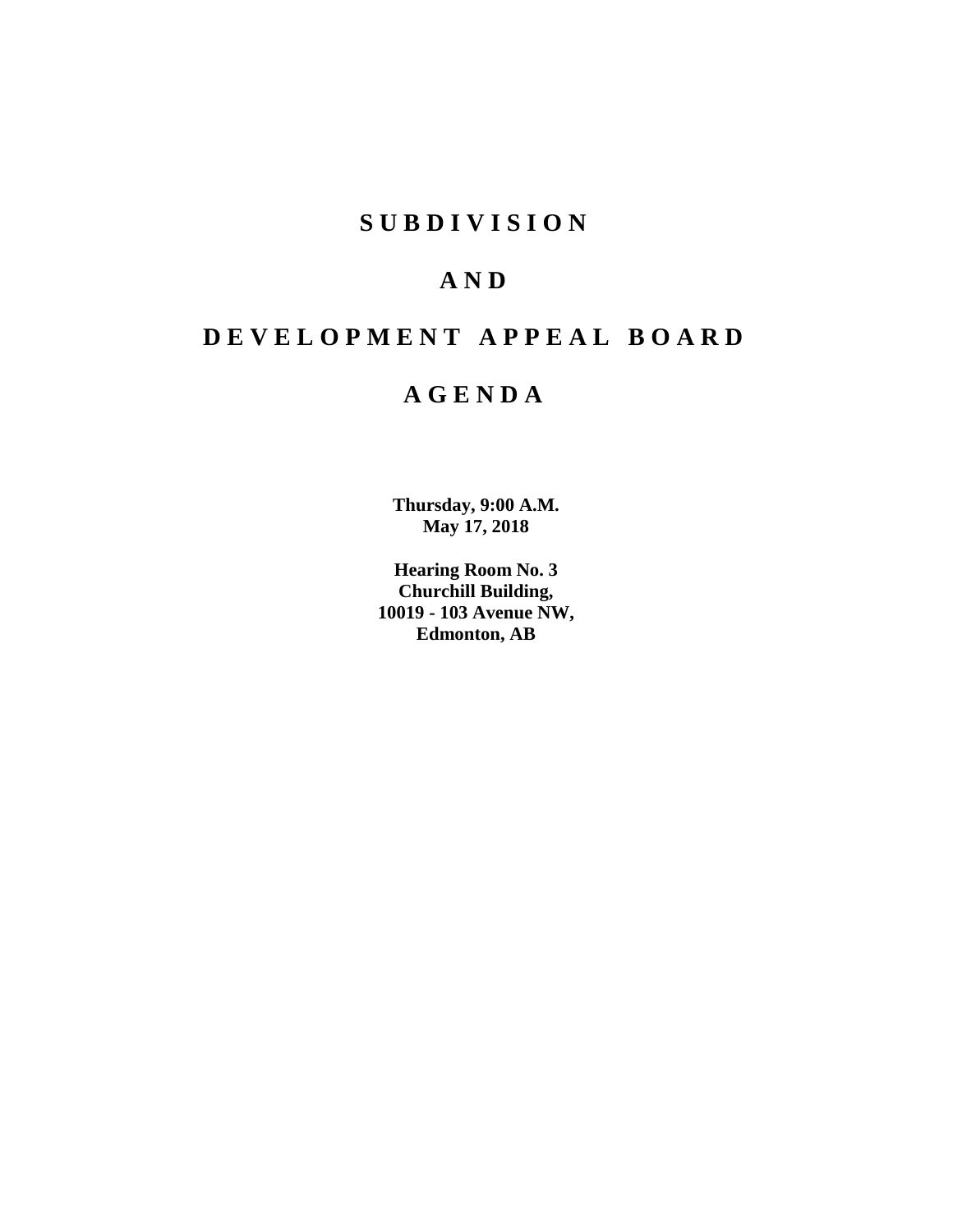# S U B D I V I S I O N

# A N D

# D E V E L O P M E N T   A P P E A L   B O A R D

# A G E N D A

**Thursday, 9:00 A.M.**
**May 17, 2018**

**Hearing Room No. 3**
**Churchill Building,**
**10019 - 103 Avenue NW,**
**Edmonton, AB**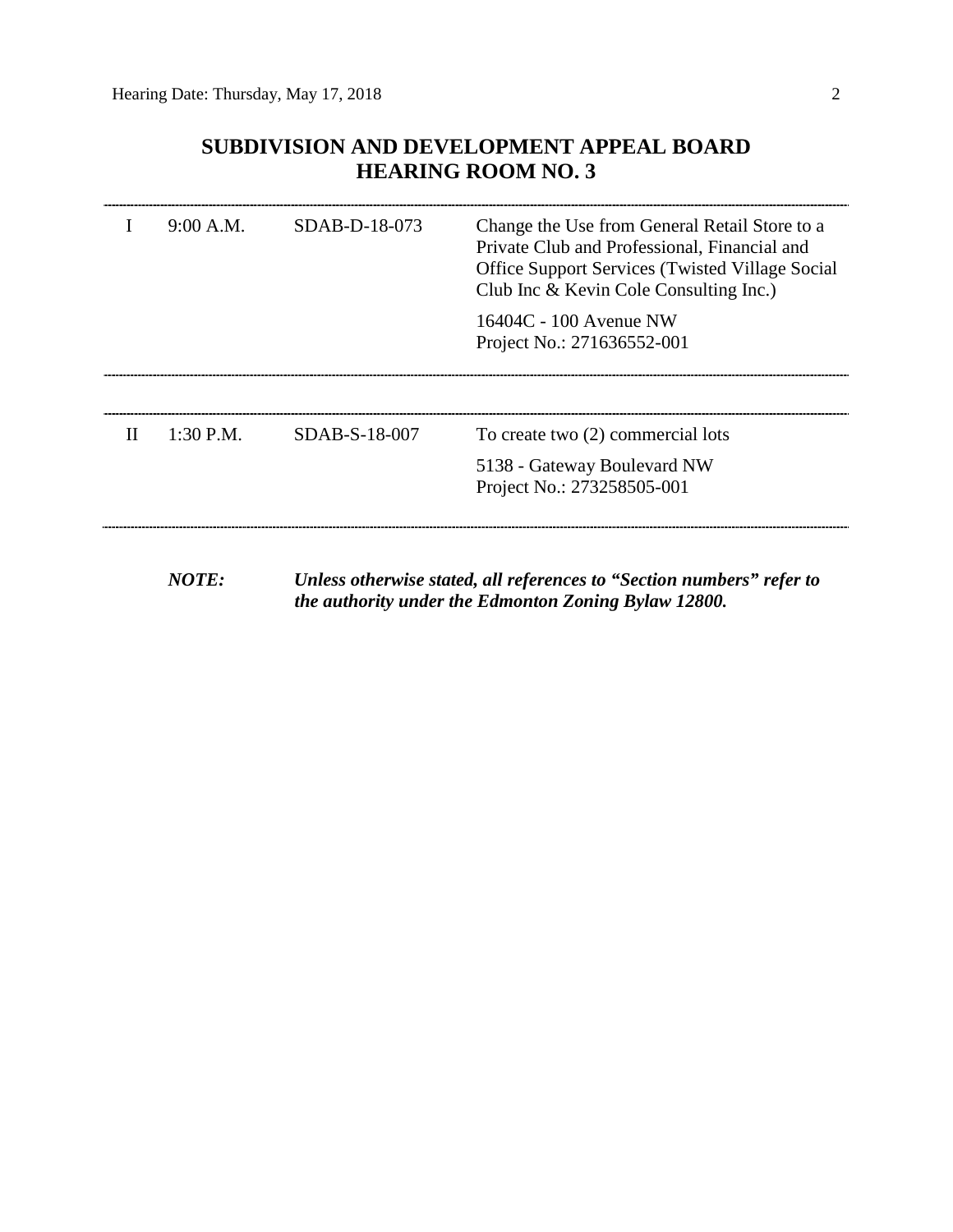# SUBDIVISION AND DEVELOPMENT APPEAL BOARD
# HEARING ROOM NO. 3

---

| | | | |
|---|---|---|---|
| I | 9:00 A.M. | SDAB-D-18-073 | Change the Use from General Retail Store to a Private Club and Professional, Financial and Office Support Services (Twisted Village Social Club Inc & Kevin Cole Consulting Inc.)<br><br>16404C - 100 Avenue NW<br>Project No.: 271636552-001 |

---

---

| | | | |
|---|---|---|---|
| II | 1:30 P.M. | SDAB-S-18-007 | To create two (2) commercial lots<br><br>5138 - Gateway Boulevard NW<br>Project No.: 273258505-001 |

---

***NOTE:*** ***Unless otherwise stated, all references to "Section numbers" refer to the authority under the Edmonton Zoning Bylaw 12800.***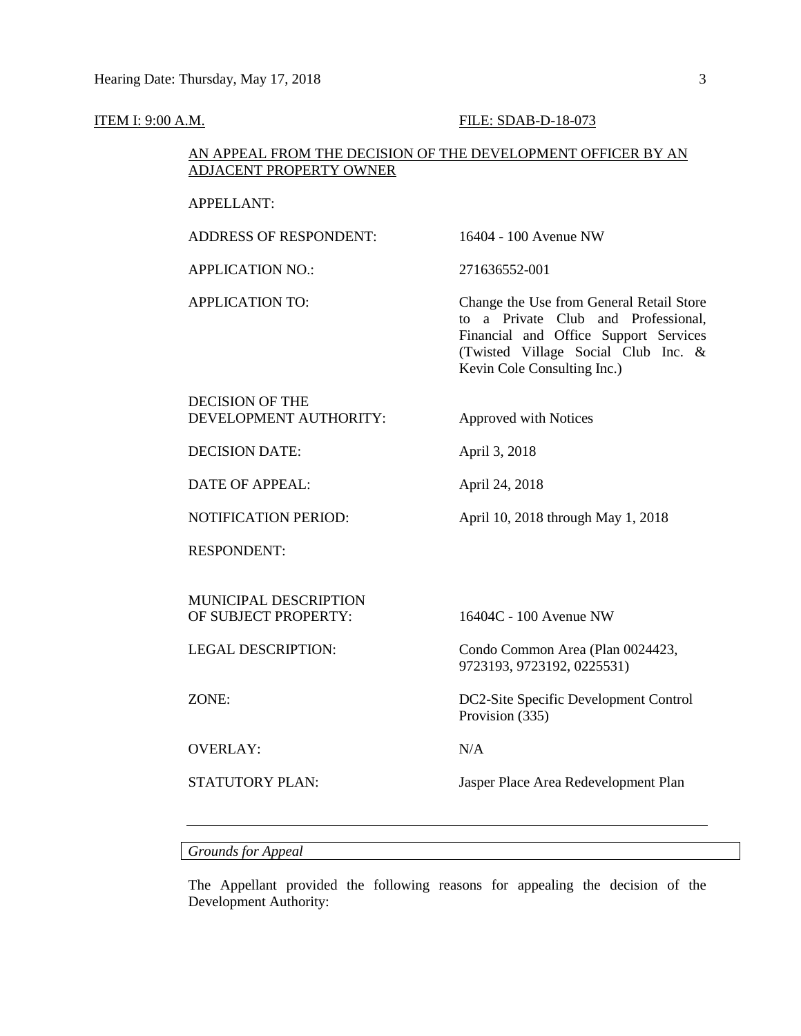ITEM I: 9:00 A.M. FILE: SDAB-D-18-073

AN APPEAL FROM THE DECISION OF THE DEVELOPMENT OFFICER BY AN ADJACENT PROPERTY OWNER

| | |
|---|---|
| APPELLANT: | |
| ADDRESS OF RESPONDENT: | 16404 - 100 Avenue NW |
| APPLICATION NO.: | 271636552-001 |
| APPLICATION TO: | Change the Use from General Retail Store to a Private Club and Professional, Financial and Office Support Services (Twisted Village Social Club Inc. & Kevin Cole Consulting Inc.) |
| DECISION OF THE DEVELOPMENT AUTHORITY: | Approved with Notices |
| DECISION DATE: | April 3, 2018 |
| DATE OF APPEAL: | April 24, 2018 |
| NOTIFICATION PERIOD: | April 10, 2018 through May 1, 2018 |
| RESPONDENT: | |
| MUNICIPAL DESCRIPTION OF SUBJECT PROPERTY: | 16404C - 100 Avenue NW |
| LEGAL DESCRIPTION: | Condo Common Area (Plan 0024423, 9723193, 9723192, 0225531) |
| ZONE: | DC2-Site Specific Development Control Provision (335) |
| OVERLAY: | N/A |
| STATUTORY PLAN: | Jasper Place Area Redevelopment Plan |

---

*Grounds for Appeal*

The Appellant provided the following reasons for appealing the decision of the Development Authority: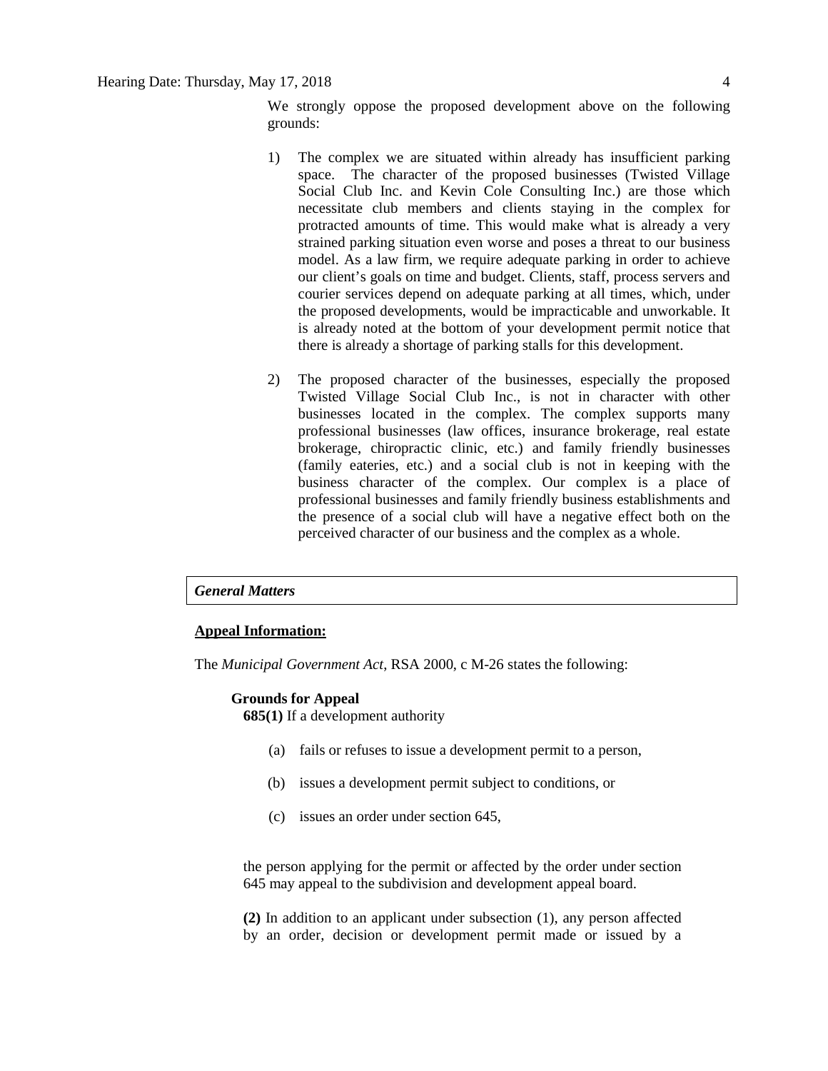We strongly oppose the proposed development above on the following grounds:

1) The complex we are situated within already has insufficient parking space. The character of the proposed businesses (Twisted Village Social Club Inc. and Kevin Cole Consulting Inc.) are those which necessitate club members and clients staying in the complex for protracted amounts of time. This would make what is already a very strained parking situation even worse and poses a threat to our business model. As a law firm, we require adequate parking in order to achieve our client's goals on time and budget. Clients, staff, process servers and courier services depend on adequate parking at all times, which, under the proposed developments, would be impracticable and unworkable. It is already noted at the bottom of your development permit notice that there is already a shortage of parking stalls for this development.

2) The proposed character of the businesses, especially the proposed Twisted Village Social Club Inc., is not in character with other businesses located in the complex. The complex supports many professional businesses (law offices, insurance brokerage, real estate brokerage, chiropractic clinic, etc.) and family friendly businesses (family eateries, etc.) and a social club is not in keeping with the business character of the complex. Our complex is a place of professional businesses and family friendly business establishments and the presence of a social club will have a negative effect both on the perceived character of our business and the complex as a whole.

***General Matters***

**Appeal Information:**

The *Municipal Government Act*, RSA 2000, c M-26 states the following:

**Grounds for Appeal**

**685(1)** If a development authority

(a) fails or refuses to issue a development permit to a person,

(b) issues a development permit subject to conditions, or

(c) issues an order under section 645,

the person applying for the permit or affected by the order under section 645 may appeal to the subdivision and development appeal board.

**(2)** In addition to an applicant under subsection (1), any person affected by an order, decision or development permit made or issued by a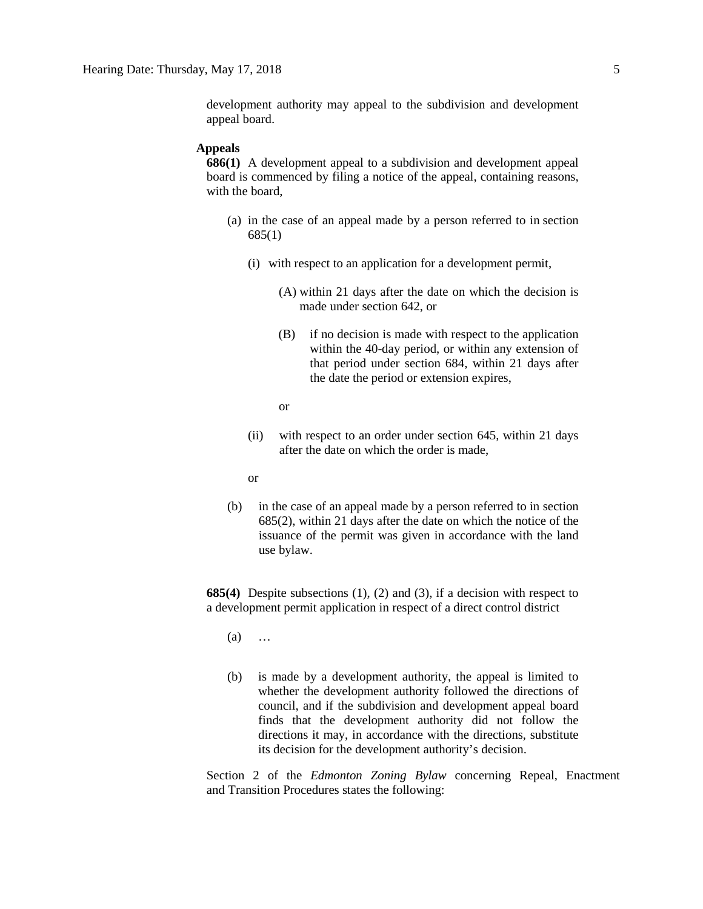development authority may appeal to the subdivision and development appeal board.

**Appeals**

**686(1)** A development appeal to a subdivision and development appeal board is commenced by filing a notice of the appeal, containing reasons, with the board,

(a) in the case of an appeal made by a person referred to in section 685(1)

(i) with respect to an application for a development permit,

(A) within 21 days after the date on which the decision is made under section 642, or

(B) if no decision is made with respect to the application within the 40-day period, or within any extension of that period under section 684, within 21 days after the date the period or extension expires,

or

(ii) with respect to an order under section 645, within 21 days after the date on which the order is made,

or

(b) in the case of an appeal made by a person referred to in section 685(2), within 21 days after the date on which the notice of the issuance of the permit was given in accordance with the land use bylaw.

**685(4)** Despite subsections (1), (2) and (3), if a decision with respect to a development permit application in respect of a direct control district

(a) …

(b) is made by a development authority, the appeal is limited to whether the development authority followed the directions of council, and if the subdivision and development appeal board finds that the development authority did not follow the directions it may, in accordance with the directions, substitute its decision for the development authority's decision.

Section 2 of the *Edmonton Zoning Bylaw* concerning Repeal, Enactment and Transition Procedures states the following: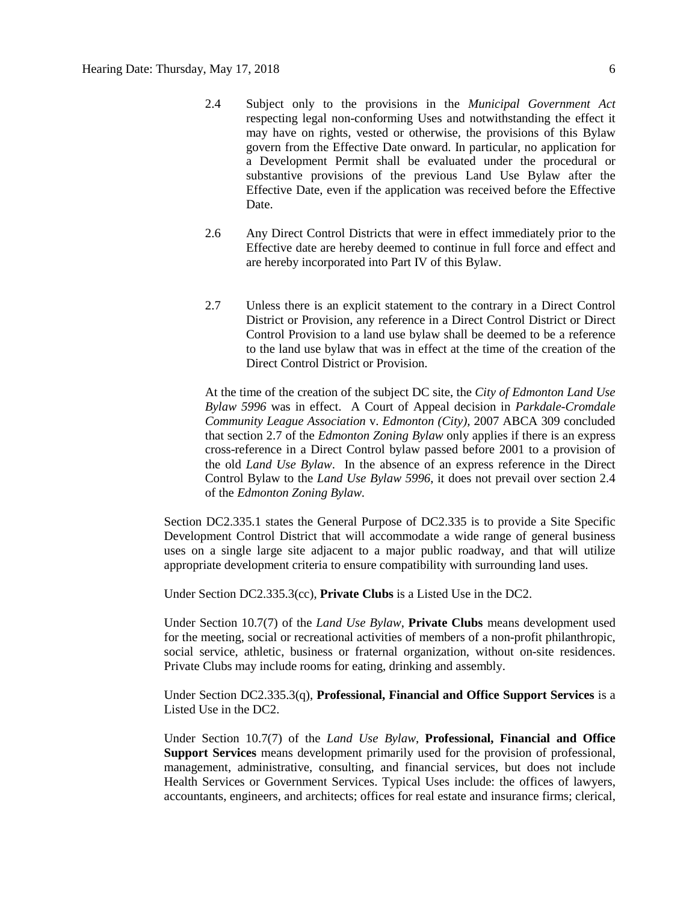2.4 Subject only to the provisions in the *Municipal Government Act* respecting legal non-conforming Uses and notwithstanding the effect it may have on rights, vested or otherwise, the provisions of this Bylaw govern from the Effective Date onward. In particular, no application for a Development Permit shall be evaluated under the procedural or substantive provisions of the previous Land Use Bylaw after the Effective Date, even if the application was received before the Effective Date.

2.6 Any Direct Control Districts that were in effect immediately prior to the Effective date are hereby deemed to continue in full force and effect and are hereby incorporated into Part IV of this Bylaw.

2.7 Unless there is an explicit statement to the contrary in a Direct Control District or Provision, any reference in a Direct Control District or Direct Control Provision to a land use bylaw shall be deemed to be a reference to the land use bylaw that was in effect at the time of the creation of the Direct Control District or Provision.

At the time of the creation of the subject DC site, the *City of Edmonton Land Use Bylaw 5996* was in effect. A Court of Appeal decision in *Parkdale-Cromdale Community League Association* v. *Edmonton (City),* 2007 ABCA 309 concluded that section 2.7 of the *Edmonton Zoning Bylaw* only applies if there is an express cross-reference in a Direct Control bylaw passed before 2001 to a provision of the old *Land Use Bylaw*. In the absence of an express reference in the Direct Control Bylaw to the *Land Use Bylaw 5996*, it does not prevail over section 2.4 of the *Edmonton Zoning Bylaw.*

Section DC2.335.1 states the General Purpose of DC2.335 is to provide a Site Specific Development Control District that will accommodate a wide range of general business uses on a single large site adjacent to a major public roadway, and that will utilize appropriate development criteria to ensure compatibility with surrounding land uses.

Under Section DC2.335.3(cc), **Private Clubs** is a Listed Use in the DC2.

Under Section 10.7(7) of the *Land Use Bylaw*, **Private Clubs** means development used for the meeting, social or recreational activities of members of a non-profit philanthropic, social service, athletic, business or fraternal organization, without on-site residences. Private Clubs may include rooms for eating, drinking and assembly.

Under Section DC2.335.3(q), **Professional, Financial and Office Support Services** is a Listed Use in the DC2.

Under Section 10.7(7) of the *Land Use Bylaw*, **Professional, Financial and Office Support Services** means development primarily used for the provision of professional, management, administrative, consulting, and financial services, but does not include Health Services or Government Services. Typical Uses include: the offices of lawyers, accountants, engineers, and architects; offices for real estate and insurance firms; clerical,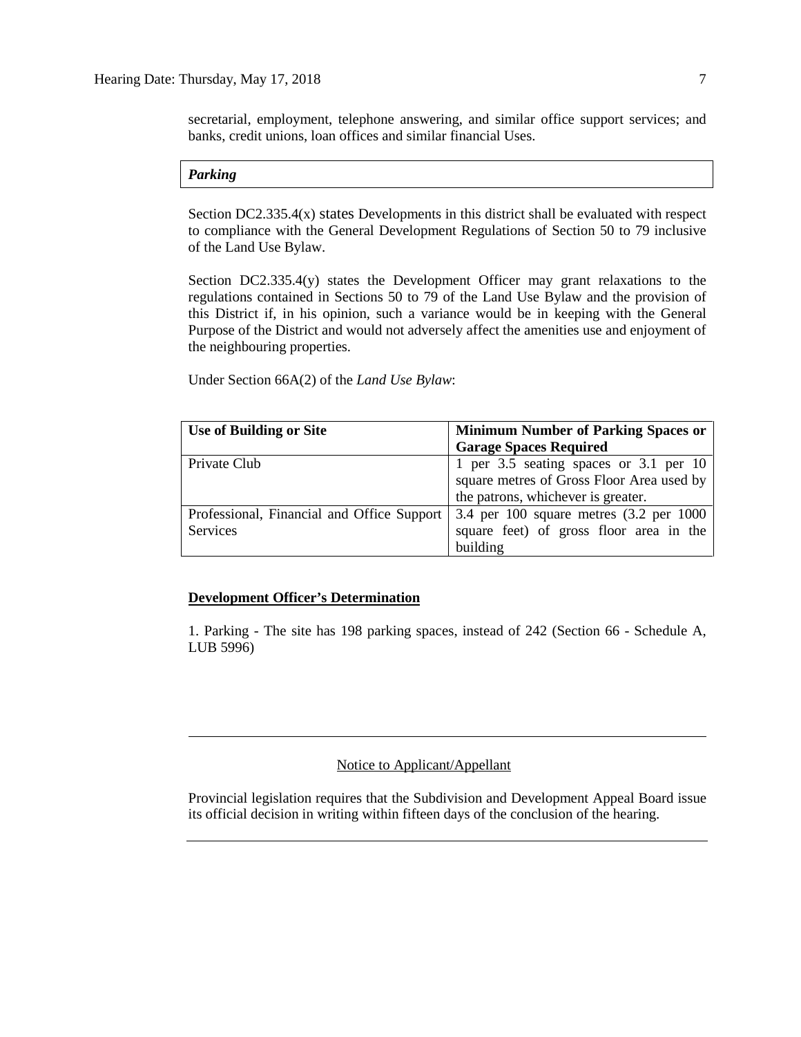secretarial, employment, telephone answering, and similar office support services; and banks, credit unions, loan offices and similar financial Uses.

***Parking***

Section DC2.335.4(x) states Developments in this district shall be evaluated with respect to compliance with the General Development Regulations of Section 50 to 79 inclusive of the Land Use Bylaw.

Section DC2.335.4(y) states the Development Officer may grant relaxations to the regulations contained in Sections 50 to 79 of the Land Use Bylaw and the provision of this District if, in his opinion, such a variance would be in keeping with the General Purpose of the District and would not adversely affect the amenities use and enjoyment of the neighbouring properties.

Under Section 66A(2) of the *Land Use Bylaw*:

| **Use of Building or Site** | **Minimum Number of Parking Spaces or Garage Spaces Required** |
| --- | --- |
| Private Club | 1 per 3.5 seating spaces or 3.1 per 10 square metres of Gross Floor Area used by the patrons, whichever is greater. |
| Professional, Financial and Office Support Services | 3.4 per 100 square metres (3.2 per 1000 square feet) of gross floor area in the building |

**Development Officer's Determination**

1. Parking - The site has 198 parking spaces, instead of 242 (Section 66 - Schedule A, LUB 5996)

---

Notice to Applicant/Appellant

Provincial legislation requires that the Subdivision and Development Appeal Board issue its official decision in writing within fifteen days of the conclusion of the hearing.

---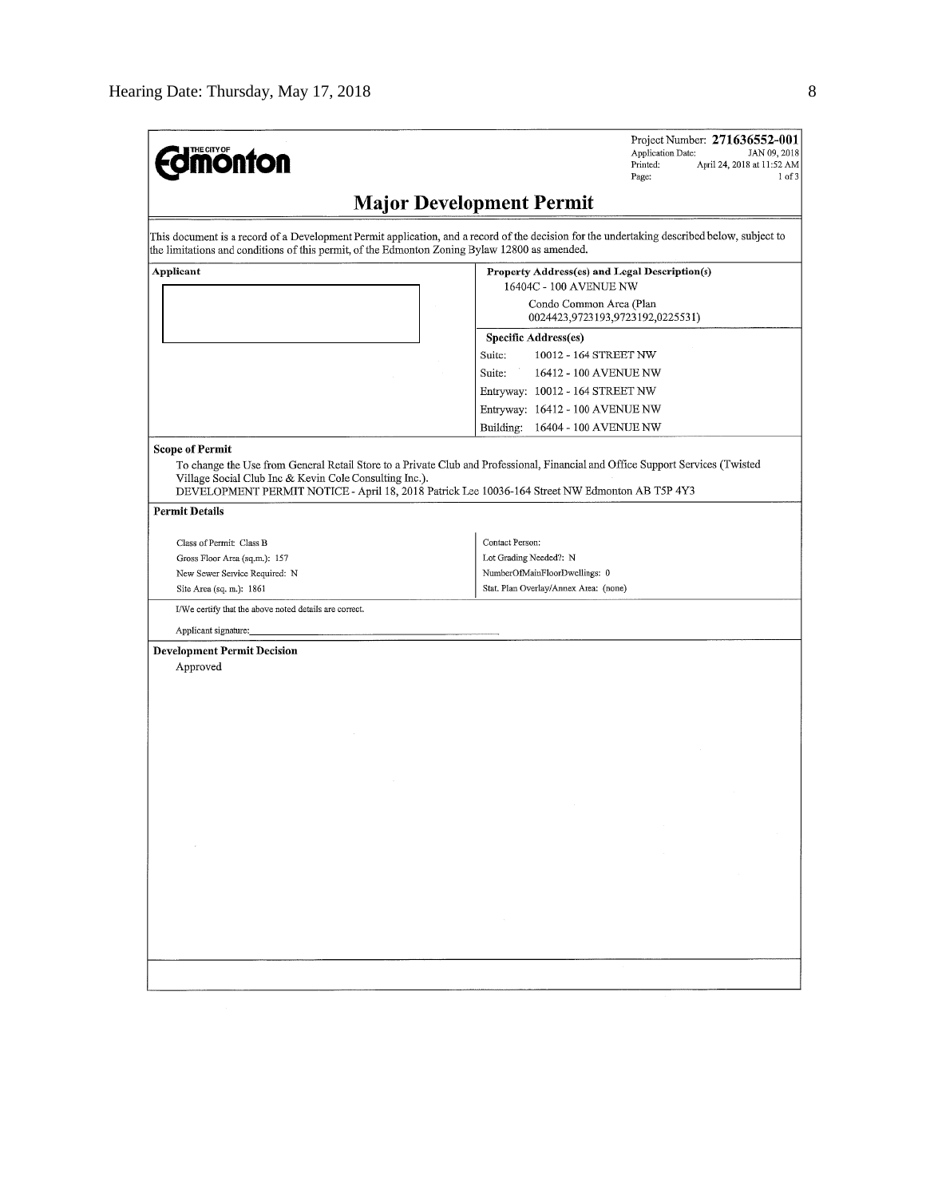THE CITY OF Edmonton

Project Number: **271636552-001**
Application Date: JAN 09, 2018
Printed: April 24, 2018 at 11:52 AM
Page: 1 of 3

# Major Development Permit

This document is a record of a Development Permit application, and a record of the decision for the undertaking described below, subject to the limitations and conditions of this permit, of the Edmonton Zoning Bylaw 12800 as amended.

| **Applicant** | **Property Address(es) and Legal Description(s)** |
|---|---|
| | 16404C - 100 AVENUE NW<br>Condo Common Area (Plan 0024423,9723193,9723192,0225531) |
| | **Specific Address(es)** |
| | Suite: 10012 - 164 STREET NW |
| | Suite: 16412 - 100 AVENUE NW |
| | Entryway: 10012 - 164 STREET NW |
| | Entryway: 16412 - 100 AVENUE NW |
| | Building: 16404 - 100 AVENUE NW |

**Scope of Permit**

To change the Use from General Retail Store to a Private Club and Professional, Financial and Office Support Services (Twisted Village Social Club Inc & Kevin Cole Consulting Inc.).
DEVELOPMENT PERMIT NOTICE - April 18, 2018 Patrick Lee 10036-164 Street NW Edmonton AB T5P 4Y3

**Permit Details**

| | |
|---|---|
| Class of Permit: Class B | Contact Person: |
| Gross Floor Area (sq.m.): 157 | Lot Grading Needed?: N |
| New Sewer Service Required: N | NumberOfMainFloorDwellings: 0 |
| Site Area (sq. m.): 1861 | Stat. Plan Overlay/Annex Area: (none) |

I/We certify that the above noted details are correct.

Applicant signature:

**Development Permit Decision**

Approved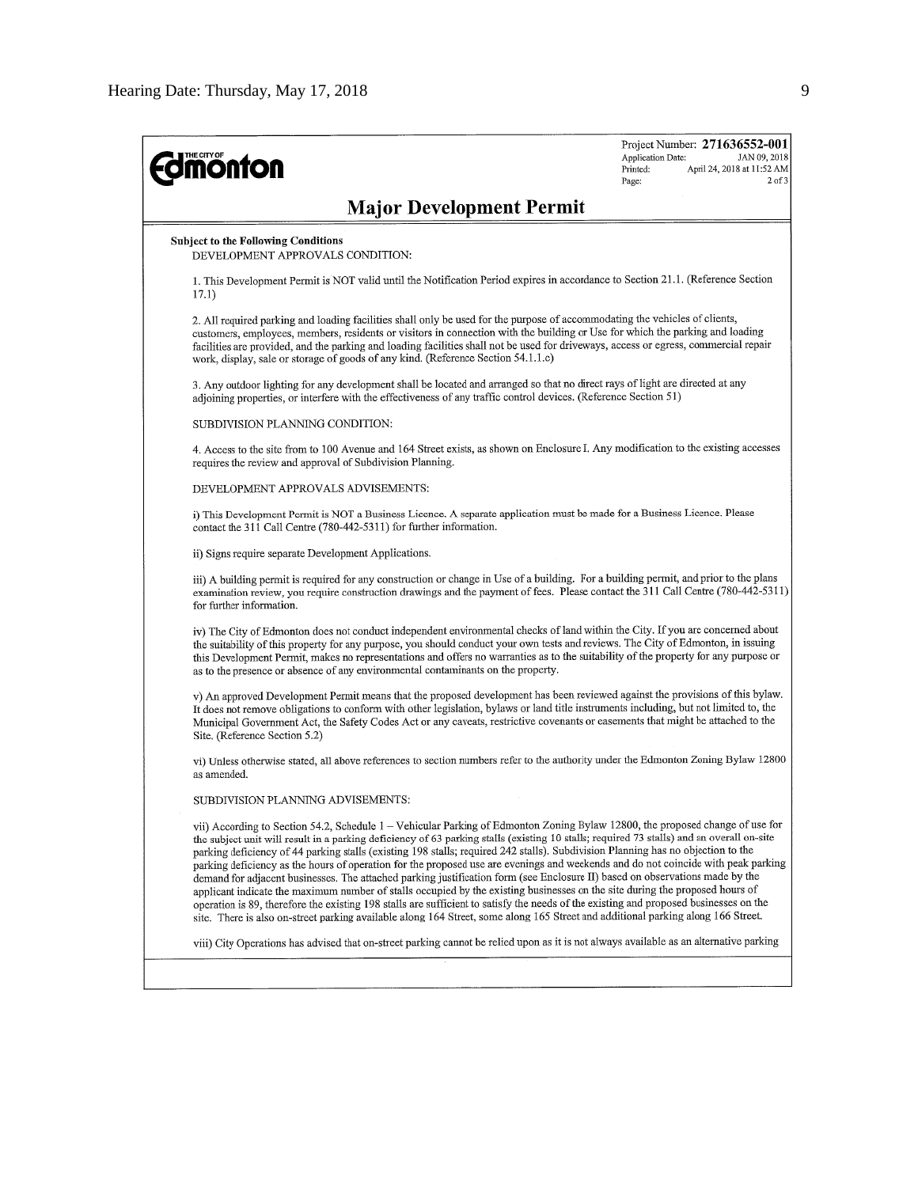**THE CITY OF Edmonton**

Project Number: **271636552-001**
Application Date: JAN 09, 2018
Printed: April 24, 2018 at 11:52 AM
Page: 2 of 3

## Major Development Permit

**Subject to the Following Conditions**

DEVELOPMENT APPROVALS CONDITION:

1. This Development Permit is NOT valid until the Notification Period expires in accordance to Section 21.1. (Reference Section 17.1)

2. All required parking and loading facilities shall only be used for the purpose of accommodating the vehicles of clients, customers, employees, members, residents or visitors in connection with the building or Use for which the parking and loading facilities are provided, and the parking and loading facilities shall not be used for driveways, access or egress, commercial repair work, display, sale or storage of goods of any kind. (Reference Section 54.1.1.c)

3. Any outdoor lighting for any development shall be located and arranged so that no direct rays of light are directed at any adjoining properties, or interfere with the effectiveness of any traffic control devices. (Reference Section 51)

SUBDIVISION PLANNING CONDITION:

4. Access to the site from to 100 Avenue and 164 Street exists, as shown on Enclosure I. Any modification to the existing accesses requires the review and approval of Subdivision Planning.

DEVELOPMENT APPROVALS ADVISEMENTS:

i) This Development Permit is NOT a Business Licence. A separate application must be made for a Business Licence. Please contact the 311 Call Centre (780-442-5311) for further information.

ii) Signs require separate Development Applications.

iii) A building permit is required for any construction or change in Use of a building. For a building permit, and prior to the plans examination review, you require construction drawings and the payment of fees. Please contact the 311 Call Centre (780-442-5311) for further information.

iv) The City of Edmonton does not conduct independent environmental checks of land within the City. If you are concerned about the suitability of this property for any purpose, you should conduct your own tests and reviews. The City of Edmonton, in issuing this Development Permit, makes no representations and offers no warranties as to the suitability of the property for any purpose or as to the presence or absence of any environmental contaminants on the property.

v) An approved Development Permit means that the proposed development has been reviewed against the provisions of this bylaw. It does not remove obligations to conform with other legislation, bylaws or land title instruments including, but not limited to, the Municipal Government Act, the Safety Codes Act or any caveats, restrictive covenants or easements that might be attached to the Site. (Reference Section 5.2)

vi) Unless otherwise stated, all above references to section numbers refer to the authority under the Edmonton Zoning Bylaw 12800 as amended.

SUBDIVISION PLANNING ADVISEMENTS:

vii) According to Section 54.2, Schedule 1 – Vehicular Parking of Edmonton Zoning Bylaw 12800, the proposed change of use for the subject unit will result in a parking deficiency of 63 parking stalls (existing 10 stalls; required 73 stalls) and an overall on-site parking deficiency of 44 parking stalls (existing 198 stalls; required 242 stalls). Subdivision Planning has no objection to the parking deficiency as the hours of operation for the proposed use are evenings and weekends and do not coincide with peak parking demand for adjacent businesses. The attached parking justification form (see Enclosure II) based on observations made by the applicant indicate the maximum number of stalls occupied by the existing businesses on the site during the proposed hours of operation is 89, therefore the existing 198 stalls are sufficient to satisfy the needs of the existing and proposed businesses on the site. There is also on-street parking available along 164 Street, some along 165 Street and additional parking along 166 Street.

viii) City Operations has advised that on-street parking cannot be relied upon as it is not always available as an alternative parking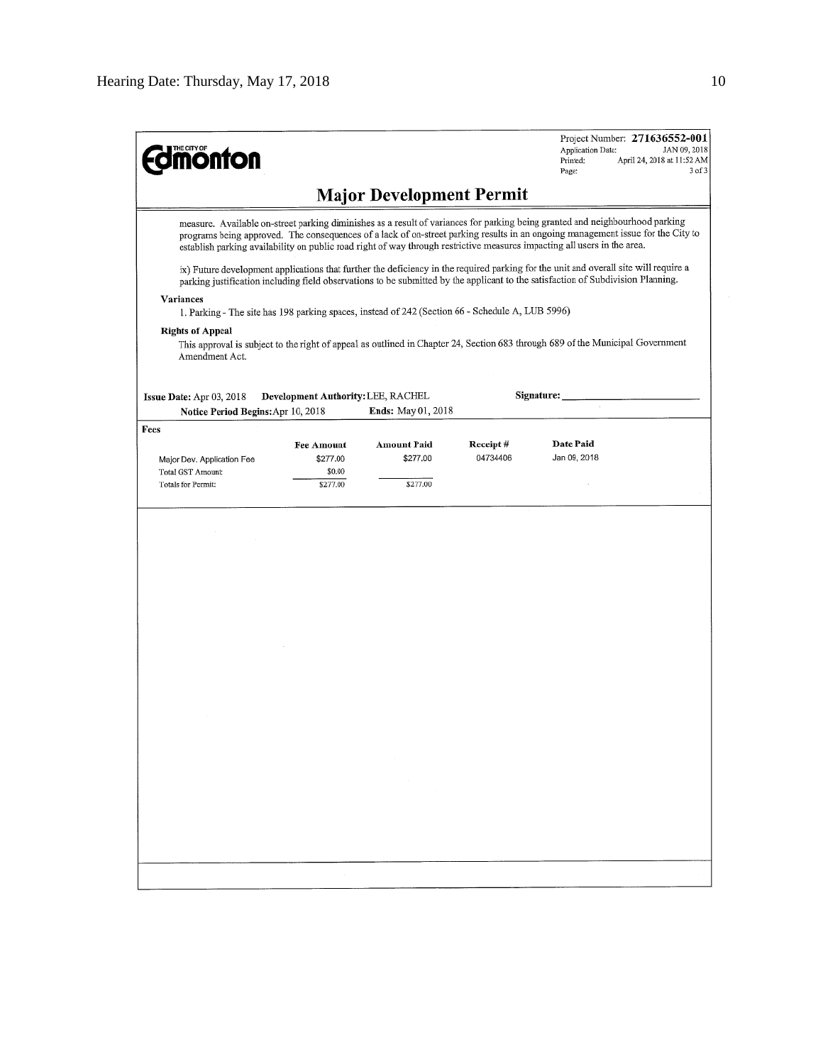THE CITY OF **Edmonton**

Project Number: **271636552-001**
Application Date: JAN 09, 2018
Printed: April 24, 2018 at 11:52 AM
Page: 3 of 3

## Major Development Permit

measure. Available on-street parking diminishes as a result of variances for parking being granted and neighbourhood parking programs being approved. The consequences of a lack of on-street parking results in an ongoing management issue for the City to establish parking availability on public road right of way through restrictive measures impacting all users in the area.

ix) Future development applications that further the deficiency in the required parking for the unit and overall site will require a parking justification including field observations to be submitted by the applicant to the satisfaction of Subdivision Planning.

**Variances**

1. Parking - The site has 198 parking spaces, instead of 242 (Section 66 - Schedule A, LUB 5996)

**Rights of Appeal**

This approval is subject to the right of appeal as outlined in Chapter 24, Section 683 through 689 of the Municipal Government Amendment Act.

**Issue Date:** Apr 03, 2018 **Development Authority:** LEE, RACHEL **Signature:** ___________________

**Notice Period Begins:** Apr 10, 2018 **Ends:** May 01, 2018

**Fees**

| | Fee Amount | Amount Paid | Receipt # | Date Paid |
|---|---|---|---|---|
| Major Dev. Application Fee | $277.00 | $277.00 | 04734406 | Jan 09, 2018 |
| Total GST Amount: | $0.00 | | | |
| Totals for Permit: | $277.00 | $277.00 | | |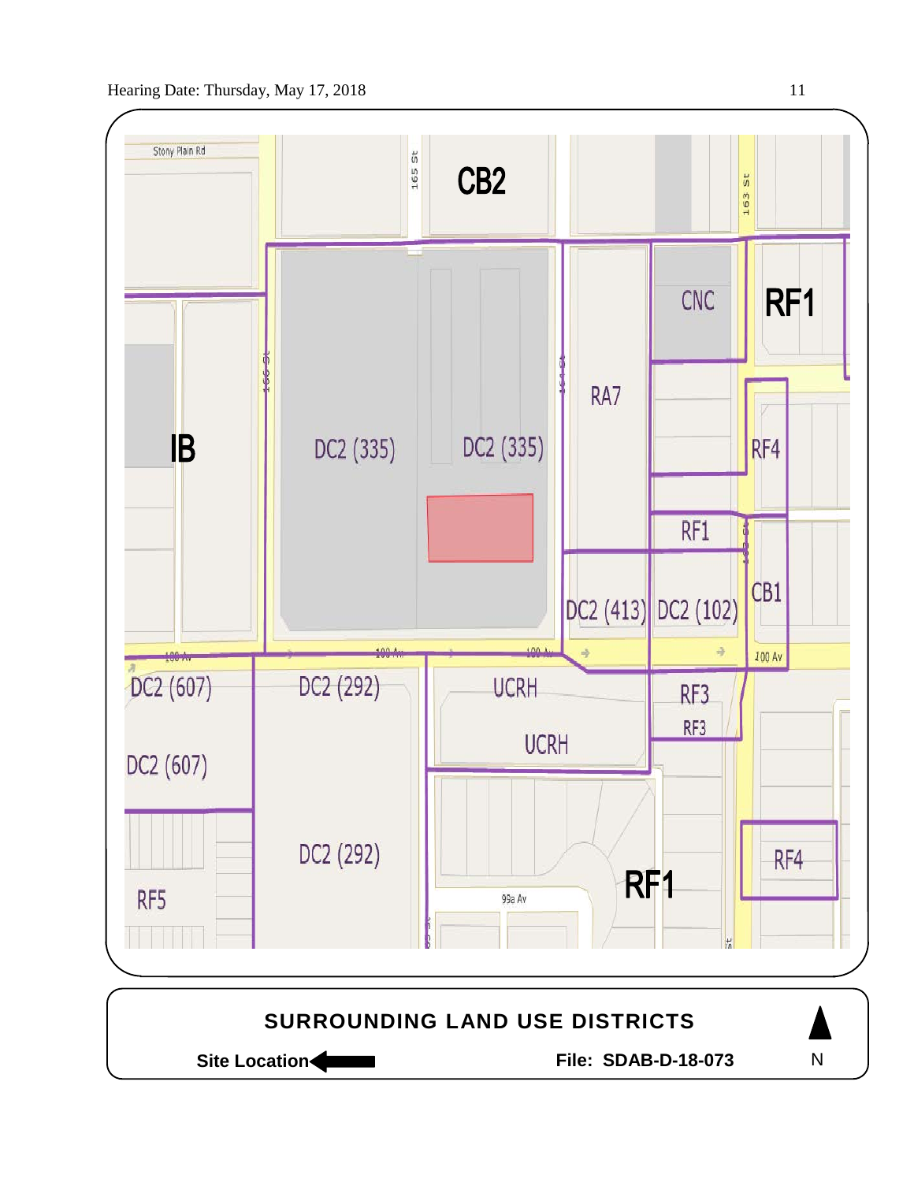Stony Plain Rd

165 St

CB2

163 St

CNC

RF1

166 St

164 St

IB

DC2 (335)

DC2 (335)

RA7

RF4

RF1

DC2 (413)

DC2 (102)

CB1

100 Av

100 Av

100 Av

100 Av

DC2 (607)

DC2 (292)

UCRH

RF3

UCRH

RF3

DC2 (607)

DC2 (292)

RF4

RF5

99a Av

RF1

**SURROUNDING LAND USE DISTRICTS**

**Site Location** ← **File: SDAB-D-18-073** N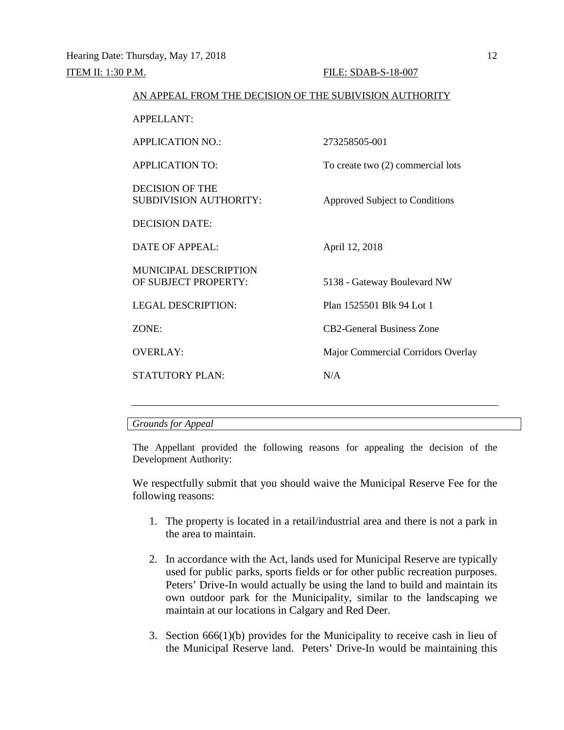ITEM II: 1:30 P.M. FILE: SDAB-S-18-007

AN APPEAL FROM THE DECISION OF THE SUBIVISION AUTHORITY

| | |
|---|---|
| APPELLANT: | |
| APPLICATION NO.: | 273258505-001 |
| APPLICATION TO: | To create two (2) commercial lots |
| DECISION OF THE SUBDIVISION AUTHORITY: | Approved Subject to Conditions |
| DECISION DATE: | |
| DATE OF APPEAL: | April 12, 2018 |
| MUNICIPAL DESCRIPTION OF SUBJECT PROPERTY: | 5138 - Gateway Boulevard NW |
| LEGAL DESCRIPTION: | Plan 1525501 Blk 94 Lot 1 |
| ZONE: | CB2-General Business Zone |
| OVERLAY: | Major Commercial Corridors Overlay |
| STATUTORY PLAN: | N/A |

---

*Grounds for Appeal*

The Appellant provided the following reasons for appealing the decision of the Development Authority:

We respectfully submit that you should waive the Municipal Reserve Fee for the following reasons:

1. The property is located in a retail/industrial area and there is not a park in the area to maintain.

2. In accordance with the Act, lands used for Municipal Reserve are typically used for public parks, sports fields or for other public recreation purposes. Peters' Drive-In would actually be using the land to build and maintain its own outdoor park for the Municipality, similar to the landscaping we maintain at our locations in Calgary and Red Deer.

3. Section 666(1)(b) provides for the Municipality to receive cash in lieu of the Municipal Reserve land. Peters' Drive-In would be maintaining this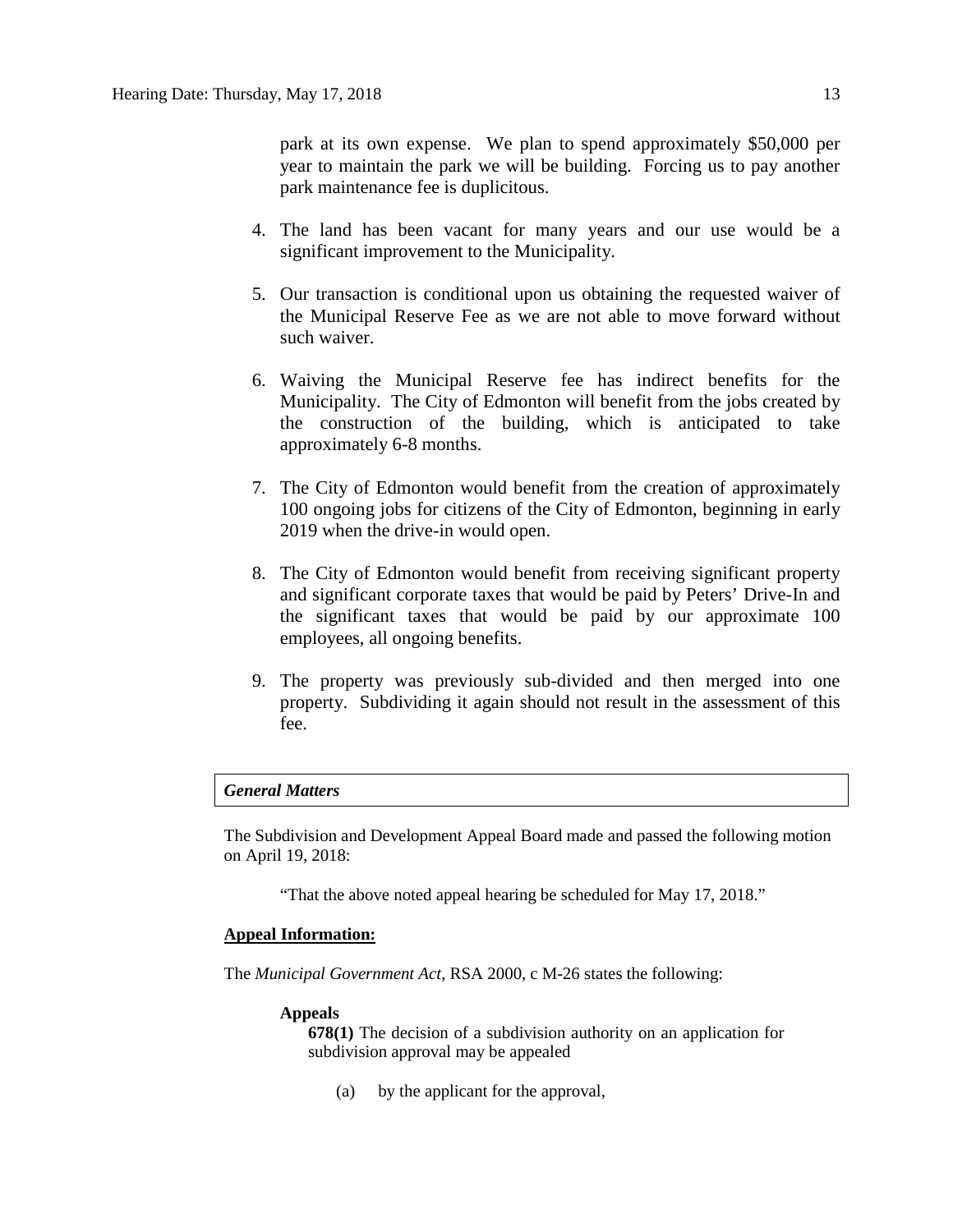park at its own expense. We plan to spend approximately $50,000 per year to maintain the park we will be building. Forcing us to pay another park maintenance fee is duplicitous.

4. The land has been vacant for many years and our use would be a significant improvement to the Municipality.

5. Our transaction is conditional upon us obtaining the requested waiver of the Municipal Reserve Fee as we are not able to move forward without such waiver.

6. Waiving the Municipal Reserve fee has indirect benefits for the Municipality. The City of Edmonton will benefit from the jobs created by the construction of the building, which is anticipated to take approximately 6-8 months.

7. The City of Edmonton would benefit from the creation of approximately 100 ongoing jobs for citizens of the City of Edmonton, beginning in early 2019 when the drive-in would open.

8. The City of Edmonton would benefit from receiving significant property and significant corporate taxes that would be paid by Peters' Drive-In and the significant taxes that would be paid by our approximate 100 employees, all ongoing benefits.

9. The property was previously sub-divided and then merged into one property. Subdividing it again should not result in the assessment of this fee.

***General Matters***

The Subdivision and Development Appeal Board made and passed the following motion on April 19, 2018:

"That the above noted appeal hearing be scheduled for May 17, 2018."

**Appeal Information:**

The *Municipal Government Act*, RSA 2000, c M-26 states the following:

**Appeals**

**678(1)** The decision of a subdivision authority on an application for subdivision approval may be appealed

(a) by the applicant for the approval,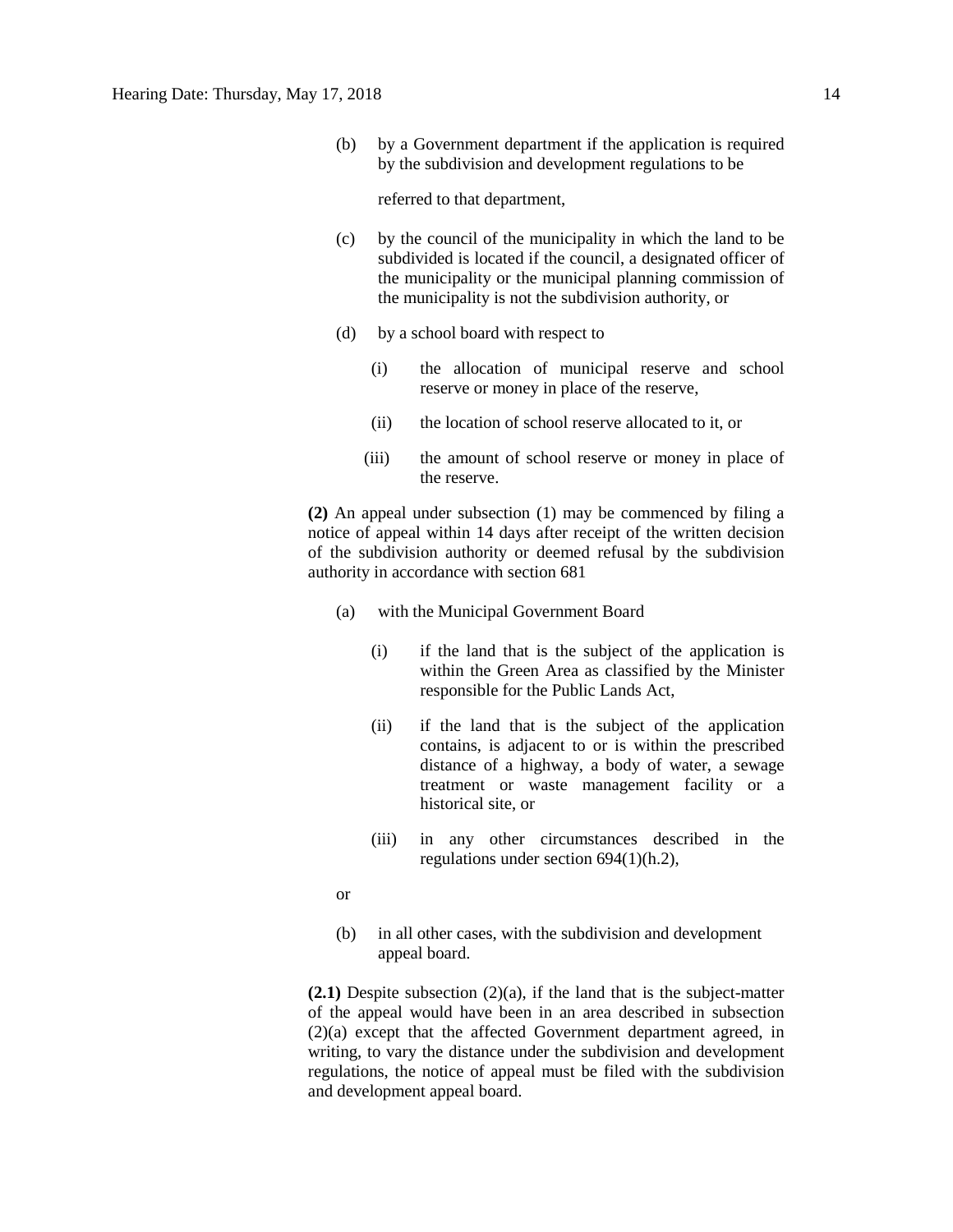(b) by a Government department if the application is required by the subdivision and development regulations to be

referred to that department,

(c) by the council of the municipality in which the land to be subdivided is located if the council, a designated officer of the municipality or the municipal planning commission of the municipality is not the subdivision authority, or

(d) by a school board with respect to

(i) the allocation of municipal reserve and school reserve or money in place of the reserve,

(ii) the location of school reserve allocated to it, or

(iii) the amount of school reserve or money in place of the reserve.

**(2)** An appeal under subsection (1) may be commenced by filing a notice of appeal within 14 days after receipt of the written decision of the subdivision authority or deemed refusal by the subdivision authority in accordance with section 681

(a) with the Municipal Government Board

(i) if the land that is the subject of the application is within the Green Area as classified by the Minister responsible for the Public Lands Act,

(ii) if the land that is the subject of the application contains, is adjacent to or is within the prescribed distance of a highway, a body of water, a sewage treatment or waste management facility or a historical site, or

(iii) in any other circumstances described in the regulations under section 694(1)(h.2),

or

(b) in all other cases, with the subdivision and development appeal board.

**(2.1)** Despite subsection (2)(a), if the land that is the subject-matter of the appeal would have been in an area described in subsection (2)(a) except that the affected Government department agreed, in writing, to vary the distance under the subdivision and development regulations, the notice of appeal must be filed with the subdivision and development appeal board.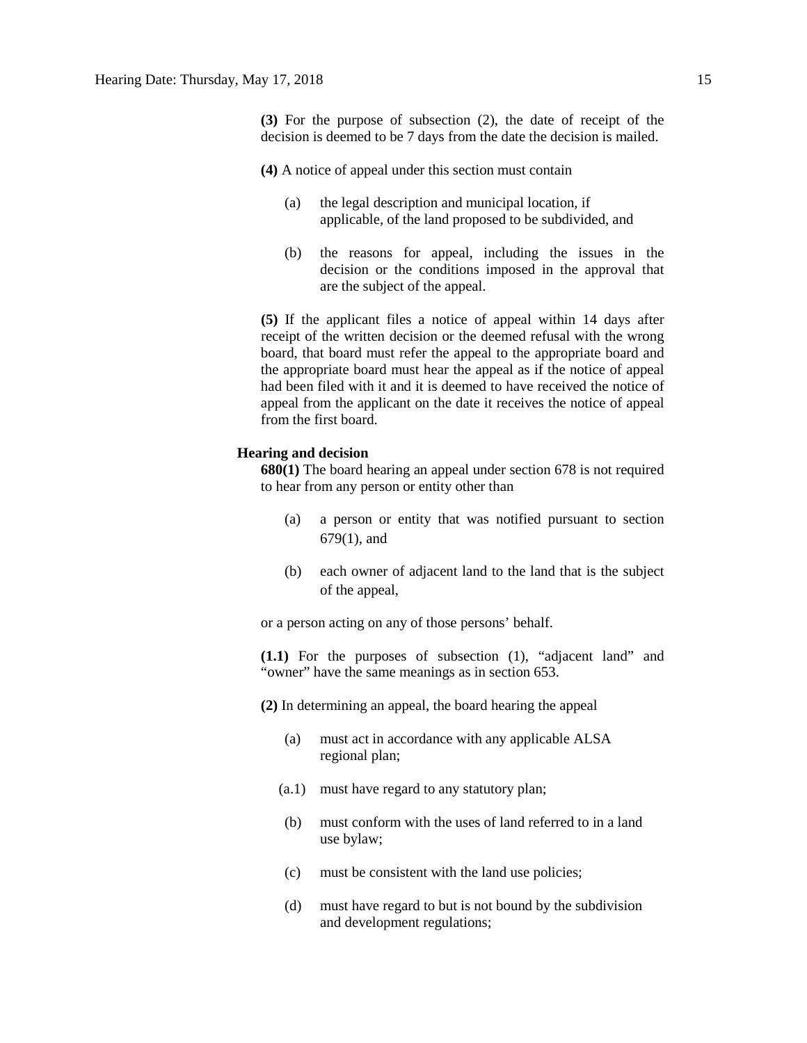**(3)** For the purpose of subsection (2), the date of receipt of the decision is deemed to be 7 days from the date the decision is mailed.

**(4)** A notice of appeal under this section must contain

(a) the legal description and municipal location, if applicable, of the land proposed to be subdivided, and

(b) the reasons for appeal, including the issues in the decision or the conditions imposed in the approval that are the subject of the appeal.

**(5)** If the applicant files a notice of appeal within 14 days after receipt of the written decision or the deemed refusal with the wrong board, that board must refer the appeal to the appropriate board and the appropriate board must hear the appeal as if the notice of appeal had been filed with it and it is deemed to have received the notice of appeal from the applicant on the date it receives the notice of appeal from the first board.

**Hearing and decision**

**680(1)** The board hearing an appeal under section 678 is not required to hear from any person or entity other than

(a) a person or entity that was notified pursuant to section 679(1), and

(b) each owner of adjacent land to the land that is the subject of the appeal,

or a person acting on any of those persons' behalf.

**(1.1)** For the purposes of subsection (1), "adjacent land" and "owner" have the same meanings as in section 653.

**(2)** In determining an appeal, the board hearing the appeal

(a) must act in accordance with any applicable ALSA regional plan;

(a.1) must have regard to any statutory plan;

(b) must conform with the uses of land referred to in a land use bylaw;

(c) must be consistent with the land use policies;

(d) must have regard to but is not bound by the subdivision and development regulations;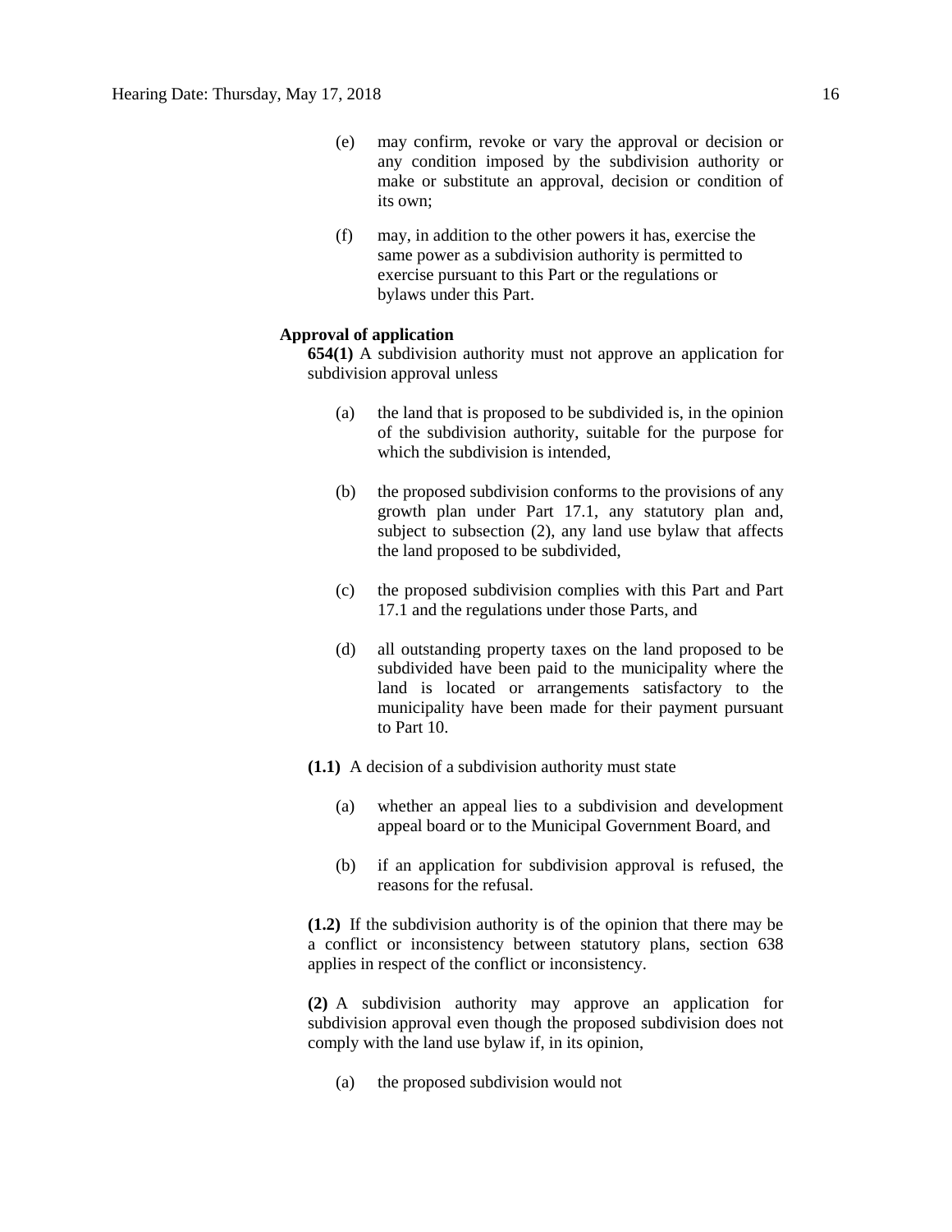(e) may confirm, revoke or vary the approval or decision or any condition imposed by the subdivision authority or make or substitute an approval, decision or condition of its own;

(f) may, in addition to the other powers it has, exercise the same power as a subdivision authority is permitted to exercise pursuant to this Part or the regulations or bylaws under this Part.

**Approval of application**

**654(1)** A subdivision authority must not approve an application for subdivision approval unless

(a) the land that is proposed to be subdivided is, in the opinion of the subdivision authority, suitable for the purpose for which the subdivision is intended,

(b) the proposed subdivision conforms to the provisions of any growth plan under Part 17.1, any statutory plan and, subject to subsection (2), any land use bylaw that affects the land proposed to be subdivided,

(c) the proposed subdivision complies with this Part and Part 17.1 and the regulations under those Parts, and

(d) all outstanding property taxes on the land proposed to be subdivided have been paid to the municipality where the land is located or arrangements satisfactory to the municipality have been made for their payment pursuant to Part 10.

**(1.1)** A decision of a subdivision authority must state

(a) whether an appeal lies to a subdivision and development appeal board or to the Municipal Government Board, and

(b) if an application for subdivision approval is refused, the reasons for the refusal.

**(1.2)** If the subdivision authority is of the opinion that there may be a conflict or inconsistency between statutory plans, section 638 applies in respect of the conflict or inconsistency.

**(2)** A subdivision authority may approve an application for subdivision approval even though the proposed subdivision does not comply with the land use bylaw if, in its opinion,

(a) the proposed subdivision would not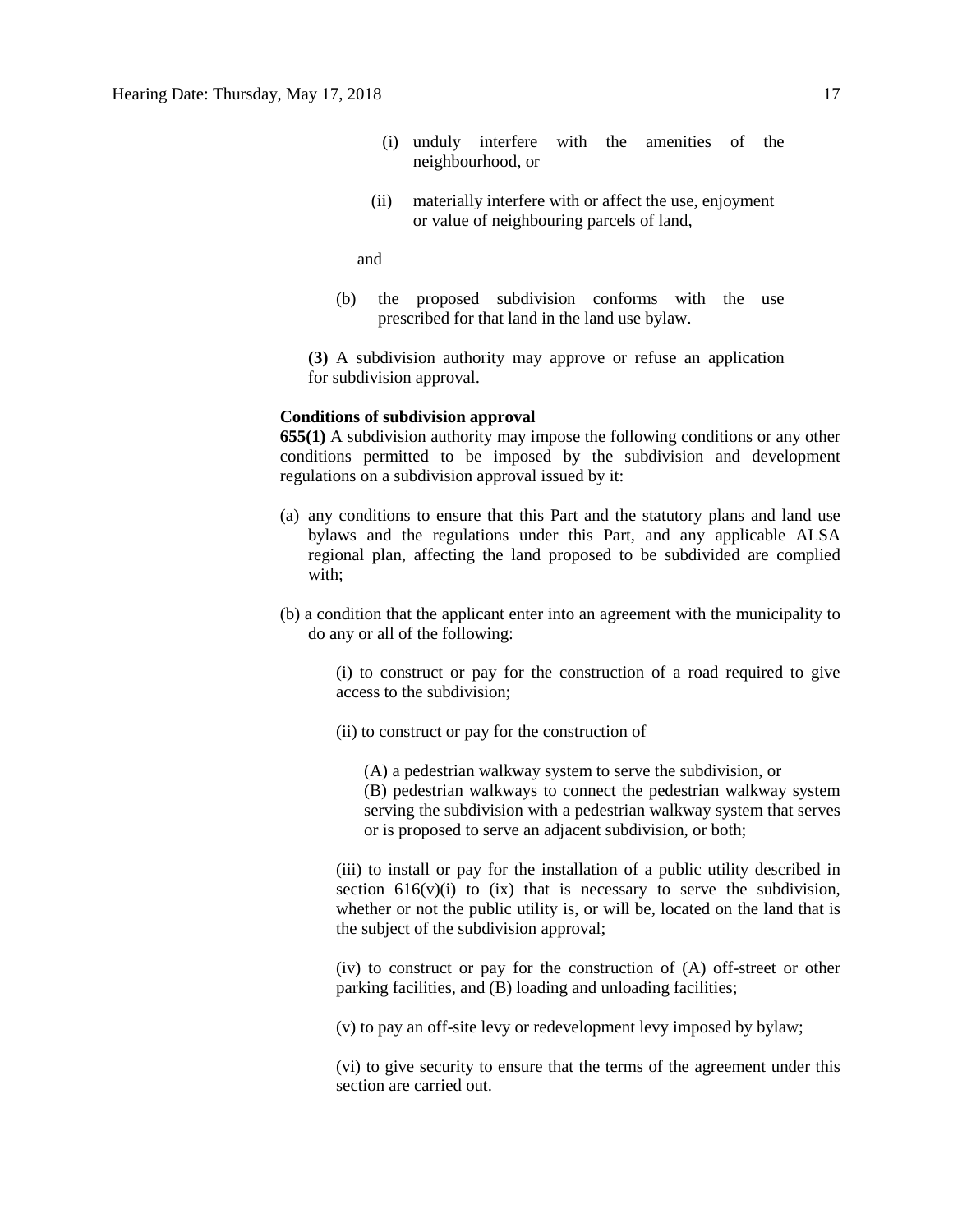(i) unduly interfere with the amenities of the neighbourhood, or

(ii) materially interfere with or affect the use, enjoyment or value of neighbouring parcels of land,

and

(b) the proposed subdivision conforms with the use prescribed for that land in the land use bylaw.

**(3)** A subdivision authority may approve or refuse an application for subdivision approval.

**Conditions of subdivision approval**
**655(1)** A subdivision authority may impose the following conditions or any other conditions permitted to be imposed by the subdivision and development regulations on a subdivision approval issued by it:

(a) any conditions to ensure that this Part and the statutory plans and land use bylaws and the regulations under this Part, and any applicable ALSA regional plan, affecting the land proposed to be subdivided are complied with;

(b) a condition that the applicant enter into an agreement with the municipality to do any or all of the following:

(i) to construct or pay for the construction of a road required to give access to the subdivision;

(ii) to construct or pay for the construction of

(A) a pedestrian walkway system to serve the subdivision, or
(B) pedestrian walkways to connect the pedestrian walkway system serving the subdivision with a pedestrian walkway system that serves or is proposed to serve an adjacent subdivision, or both;

(iii) to install or pay for the installation of a public utility described in section 616(v)(i) to (ix) that is necessary to serve the subdivision, whether or not the public utility is, or will be, located on the land that is the subject of the subdivision approval;

(iv) to construct or pay for the construction of (A) off-street or other parking facilities, and (B) loading and unloading facilities;

(v) to pay an off-site levy or redevelopment levy imposed by bylaw;

(vi) to give security to ensure that the terms of the agreement under this section are carried out.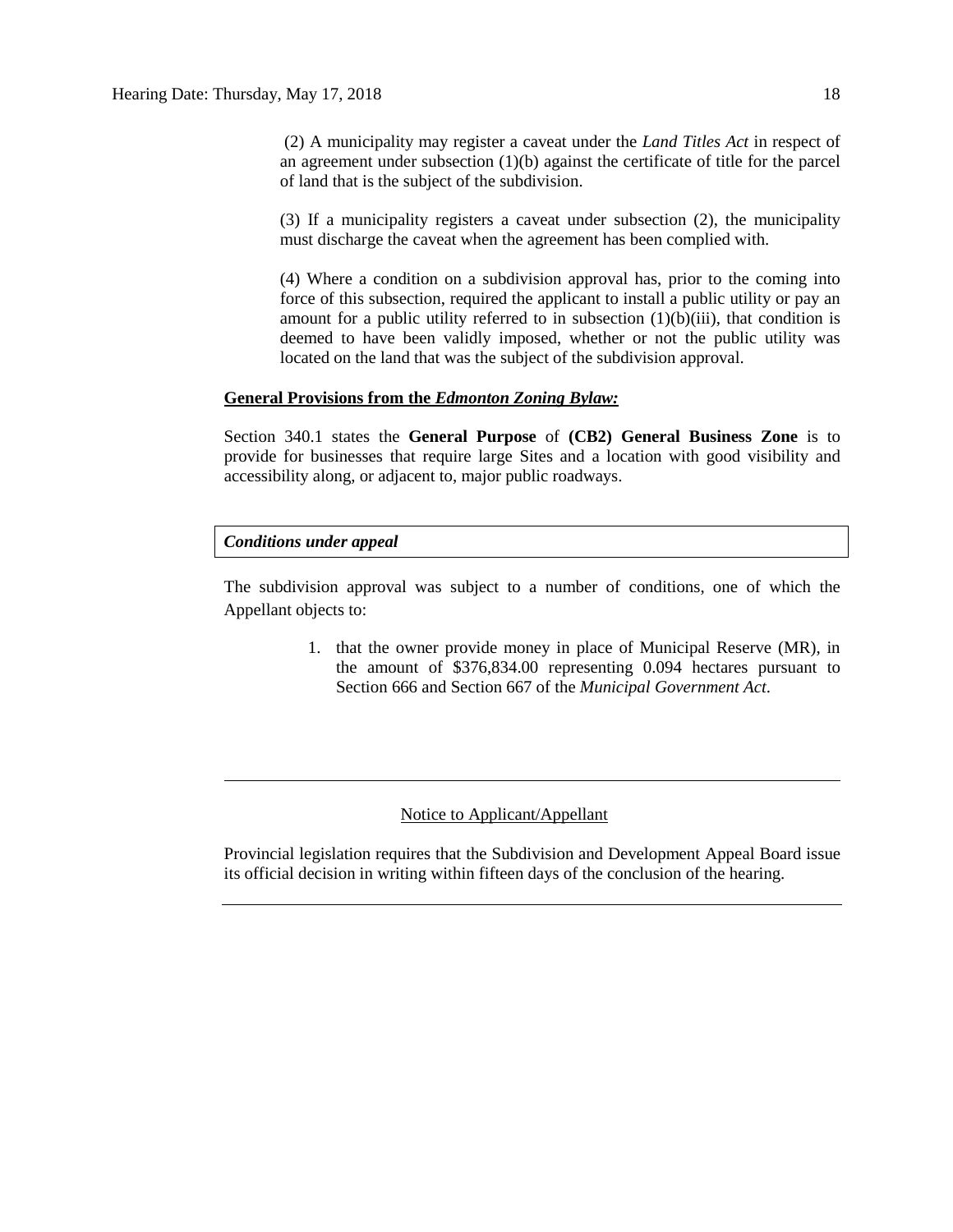(2) A municipality may register a caveat under the *Land Titles Act* in respect of an agreement under subsection (1)(b) against the certificate of title for the parcel of land that is the subject of the subdivision.

(3) If a municipality registers a caveat under subsection (2), the municipality must discharge the caveat when the agreement has been complied with.

(4) Where a condition on a subdivision approval has, prior to the coming into force of this subsection, required the applicant to install a public utility or pay an amount for a public utility referred to in subsection (1)(b)(iii), that condition is deemed to have been validly imposed, whether or not the public utility was located on the land that was the subject of the subdivision approval.

**General Provisions from the *Edmonton Zoning Bylaw:***

Section 340.1 states the **General Purpose** of **(CB2) General Business Zone** is to provide for businesses that require large Sites and a location with good visibility and accessibility along, or adjacent to, major public roadways.

***Conditions under appeal***

The subdivision approval was subject to a number of conditions, one of which the Appellant objects to:

1. that the owner provide money in place of Municipal Reserve (MR), in the amount of $376,834.00 representing 0.094 hectares pursuant to Section 666 and Section 667 of the *Municipal Government Act*.

---

Notice to Applicant/Appellant

Provincial legislation requires that the Subdivision and Development Appeal Board issue its official decision in writing within fifteen days of the conclusion of the hearing.

---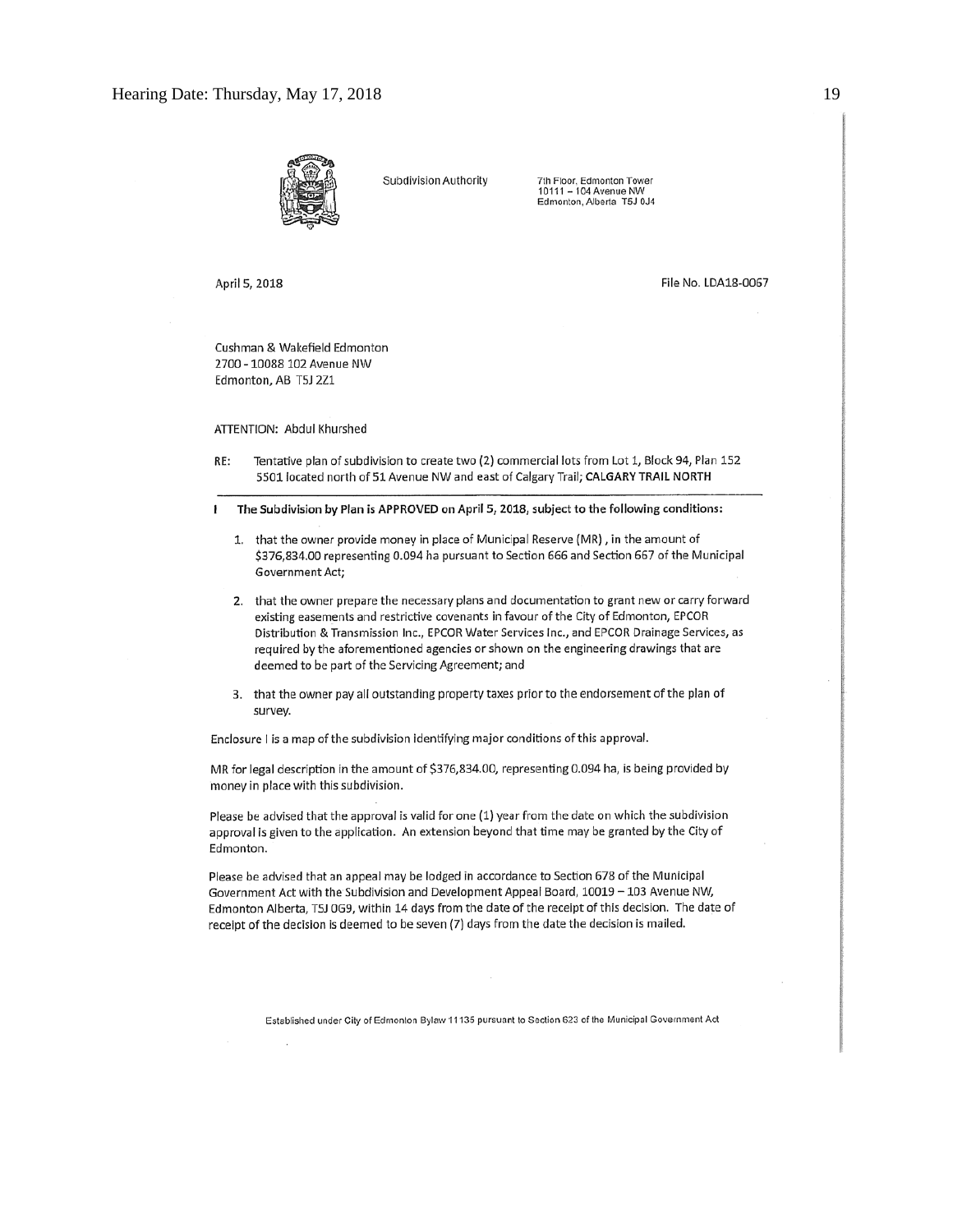Subdivision Authority

7th Floor, Edmonton Tower
10111 – 104 Avenue NW
Edmonton, Alberta T5J 0J4

April 5, 2018

File No. LDA18-0067

Cushman & Wakefield Edmonton
2700 - 10088 102 Avenue NW
Edmonton, AB T5J 2Z1

ATTENTION: Abdul Khurshed

RE: Tentative plan of subdivision to create two (2) commercial lots from Lot 1, Block 94, Plan 152 5501 located north of 51 Avenue NW and east of Calgary Trail; **CALGARY TRAIL NORTH**

**I The Subdivision by Plan is APPROVED on April 5, 2018, subject to the following conditions:**

1. that the owner provide money in place of Municipal Reserve (MR) , in the amount of $376,834.00 representing 0.094 ha pursuant to Section 666 and Section 667 of the Municipal Government Act;
2. that the owner prepare the necessary plans and documentation to grant new or carry forward existing easements and restrictive covenants in favour of the City of Edmonton, EPCOR Distribution & Transmission Inc., EPCOR Water Services Inc., and EPCOR Drainage Services, as required by the aforementioned agencies or shown on the engineering drawings that are deemed to be part of the Servicing Agreement; and
3. that the owner pay all outstanding property taxes prior to the endorsement of the plan of survey.

Enclosure I is a map of the subdivision identifying major conditions of this approval.

MR for legal description in the amount of $376,834.00, representing 0.094 ha, is being provided by money in place with this subdivision.

Please be advised that the approval is valid for one (1) year from the date on which the subdivision approval is given to the application. An extension beyond that time may be granted by the City of Edmonton.

Please be advised that an appeal may be lodged in accordance to Section 678 of the Municipal Government Act with the Subdivision and Development Appeal Board, 10019 – 103 Avenue NW, Edmonton Alberta, T5J 0G9, within 14 days from the date of the receipt of this decision. The date of receipt of the decision is deemed to be seven (7) days from the date the decision is mailed.

Established under City of Edmonton Bylaw 11135 pursuant to Section 623 of the Municipal Government Act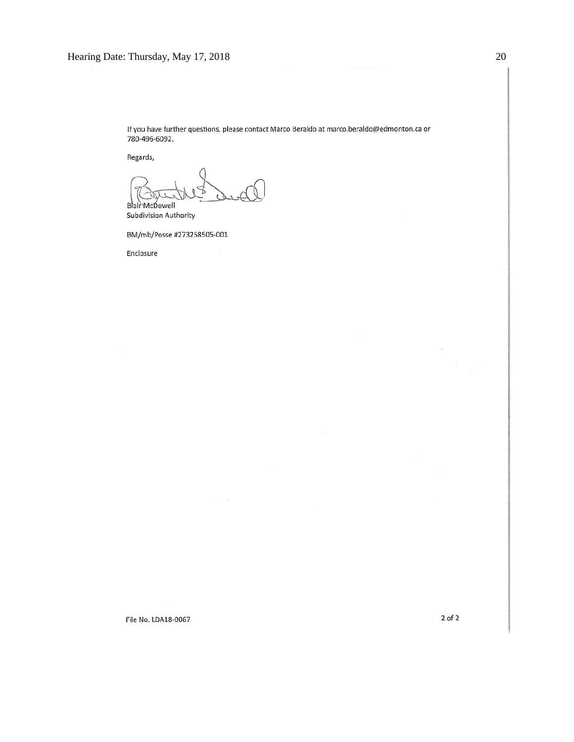If you have further questions, please contact Marco Beraldo at marco.beraldo@edmonton.ca or 780-496-6092.

Regards,

Blair McDowell
Subdivision Authority

BM/mb/Posse #273258505-001

Enclosure

File No. LDA18-0067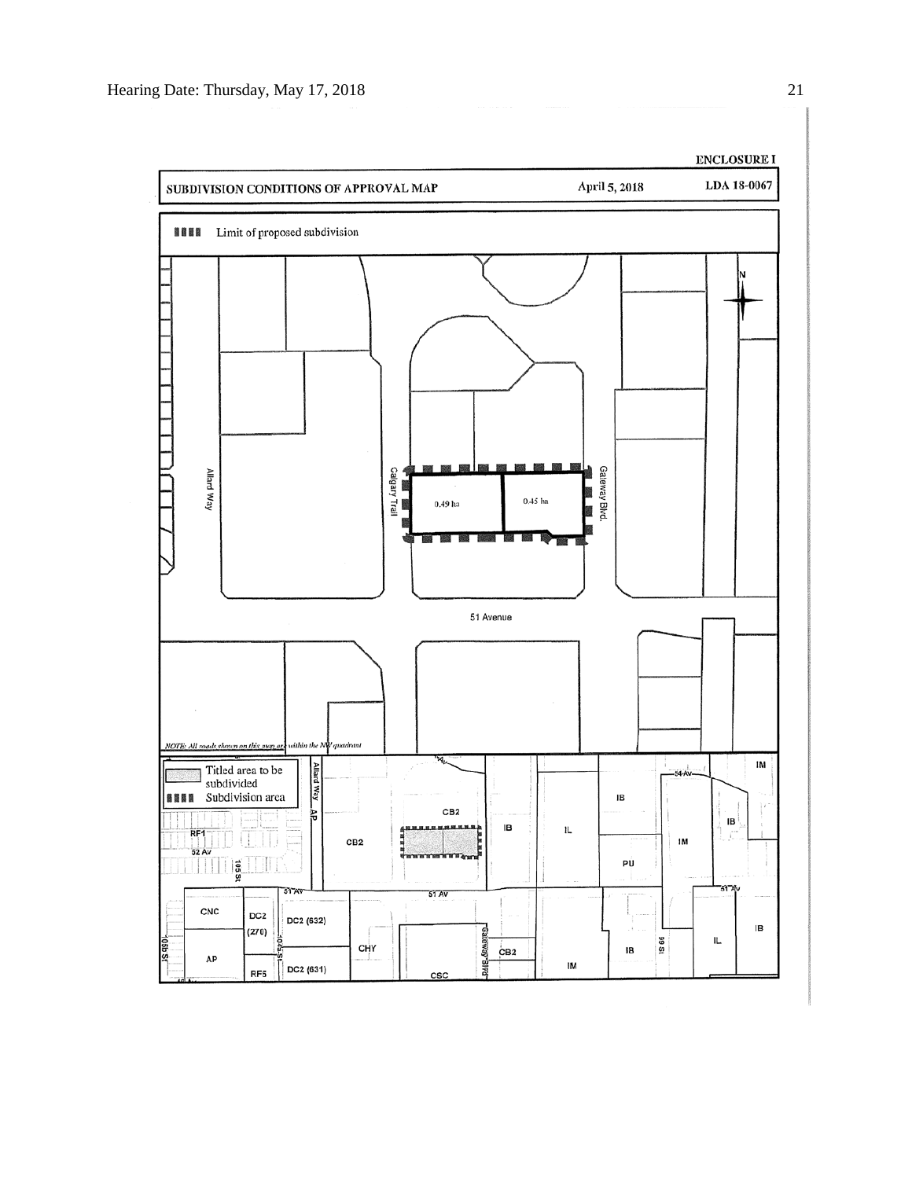**ENCLOSURE I**

**SUBDIVISION CONDITIONS OF APPROVAL MAP** April 5, 2018 LDA 18-0067

Limit of proposed subdivision

Allard Way

Calgary Trail

0.49 ha

0.45 ha

Gateway Blvd.

51 Avenue

N

*NOTE: All roads shown on this map are within the NW quadrant*

Titled area to be subdivided

Subdivision area

RF1 52 Av 105 St Allard Way AP CB2 CB2 IB IL IB PU IM IB IM 54 Av 51 Av 51 Av 51 Av CNC DC2 (270) DC2 (632) AP RF5 DC2 (631) CHY CSC Gateway Blvd CB2 IM IB 99 St IL IB 106 St 104 St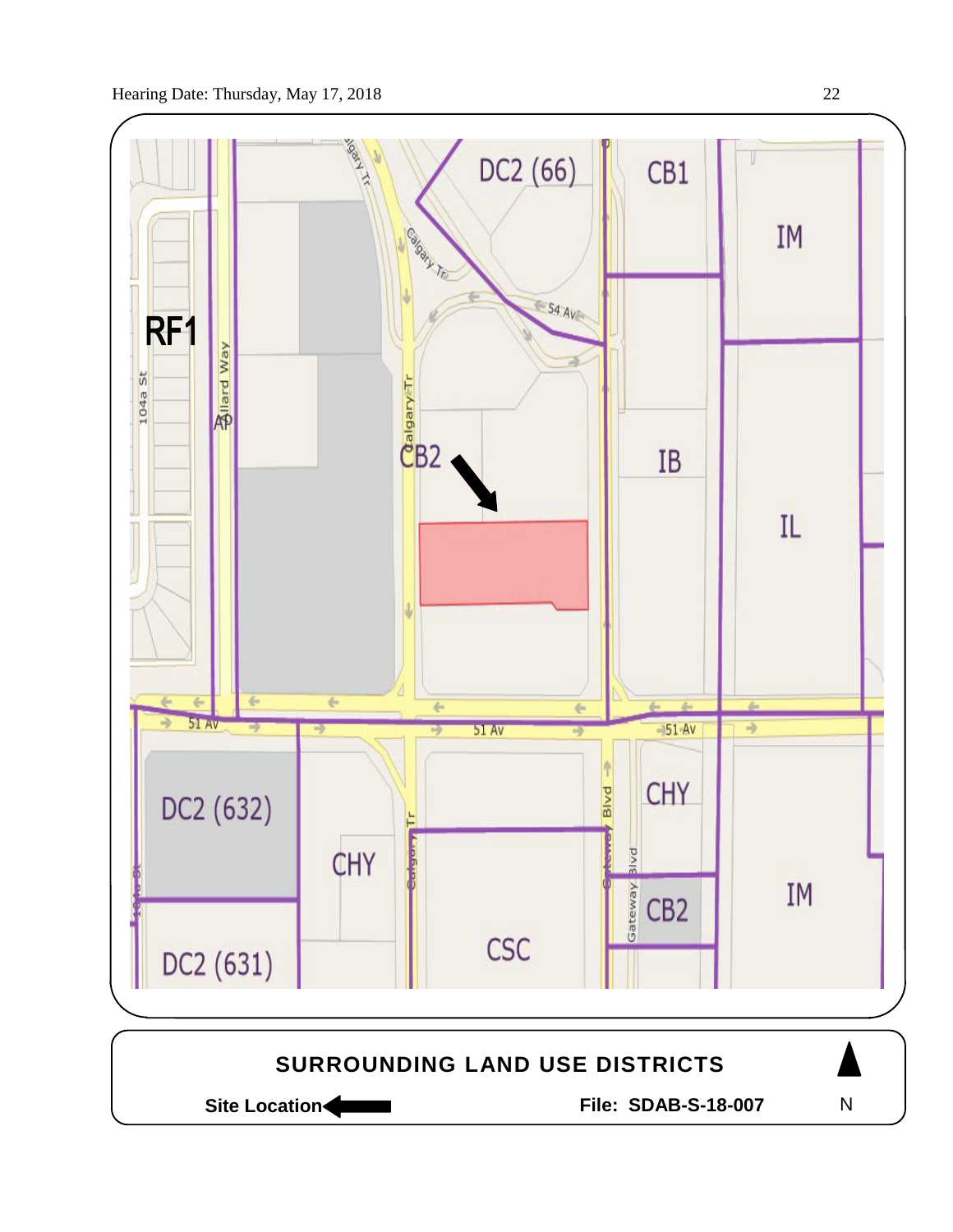RF1

104a St

Allard Way

AP

Calgary Tr

Calgary Tr

DC2 (66)

CB1

IM

54 Av

Calgary Tr

CB2

IB

IL

51 Av

51 Av

51 Av

DC2 (632)

CHY

Calgary Tr

Gateway Blvd

Gateway Blvd

CHY

CB2

IM

CSC

DC2 (631)

**SURROUNDING LAND USE DISTRICTS**

**Site Location**

**File: SDAB-S-18-007**

N